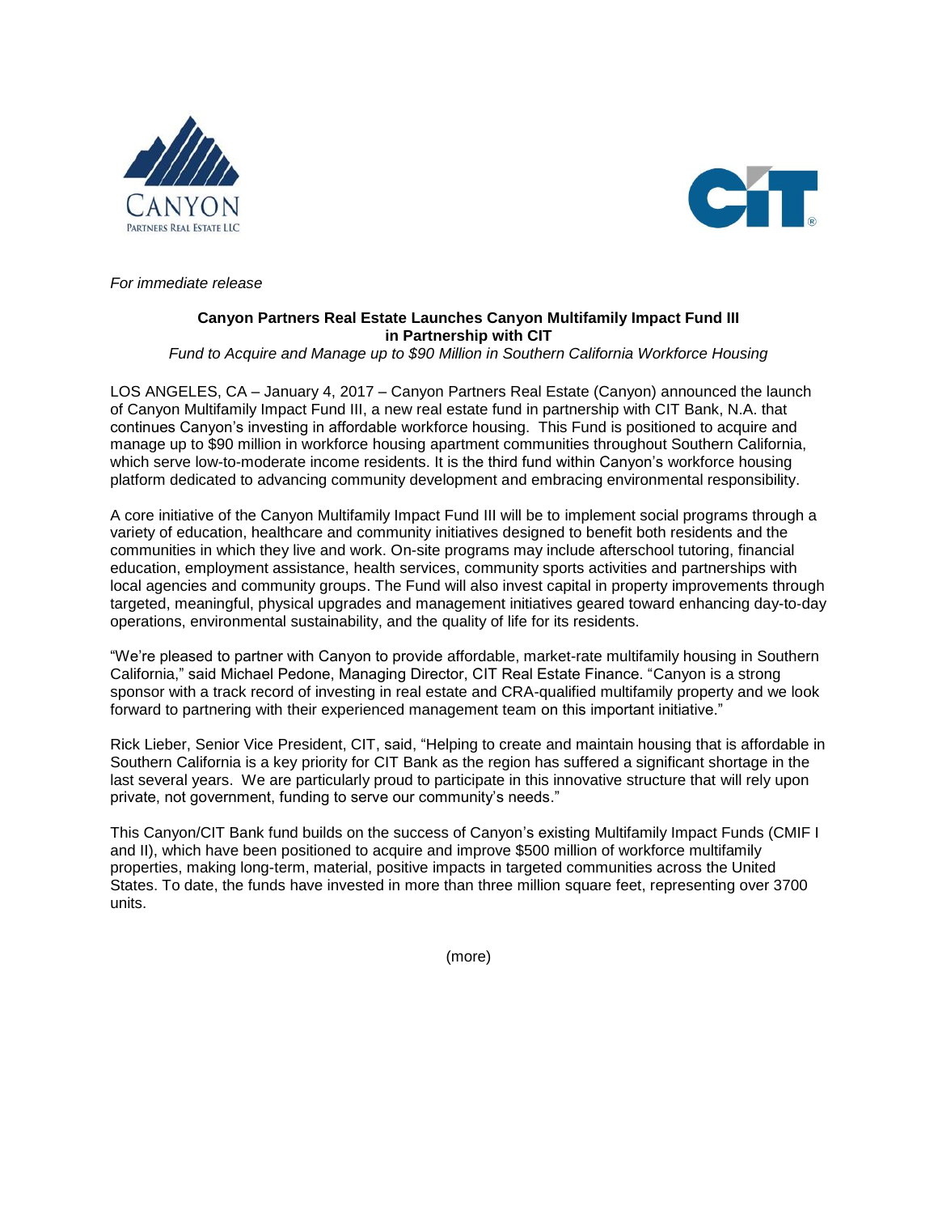*For immediate release*

**Canyon Partners Real Estate Launches Canyon Multifamily Impact Fund III in Partnership with CIT**

*Fund to Acquire and Manage up to $90 Million in Southern California Workforce Housing*

LOS ANGELES, CA – January 4, 2017 – Canyon Partners Real Estate (Canyon) announced the launch of Canyon Multifamily Impact Fund III, a new real estate fund in partnership with CIT Bank, N.A. that continues Canyon's investing in affordable workforce housing. This Fund is positioned to acquire and manage up to $90 million in workforce housing apartment communities throughout Southern California, which serve low-to-moderate income residents. It is the third fund within Canyon's workforce housing platform dedicated to advancing community development and embracing environmental responsibility.

A core initiative of the Canyon Multifamily Impact Fund III will be to implement social programs through a variety of education, healthcare and community initiatives designed to benefit both residents and the communities in which they live and work. On-site programs may include afterschool tutoring, financial education, employment assistance, health services, community sports activities and partnerships with local agencies and community groups. The Fund will also invest capital in property improvements through targeted, meaningful, physical upgrades and management initiatives geared toward enhancing day-to-day operations, environmental sustainability, and the quality of life for its residents.

"We're pleased to partner with Canyon to provide affordable, market-rate multifamily housing in Southern California," said Michael Pedone, Managing Director, CIT Real Estate Finance. "Canyon is a strong sponsor with a track record of investing in real estate and CRA-qualified multifamily property and we look forward to partnering with their experienced management team on this important initiative."

Rick Lieber, Senior Vice President, CIT, said, "Helping to create and maintain housing that is affordable in Southern California is a key priority for CIT Bank as the region has suffered a significant shortage in the last several years. We are particularly proud to participate in this innovative structure that will rely upon private, not government, funding to serve our community's needs."

This Canyon/CIT Bank fund builds on the success of Canyon's existing Multifamily Impact Funds (CMIF I and II), which have been positioned to acquire and improve $500 million of workforce multifamily properties, making long-term, material, positive impacts in targeted communities across the United States. To date, the funds have invested in more than three million square feet, representing over 3700 units.

(more)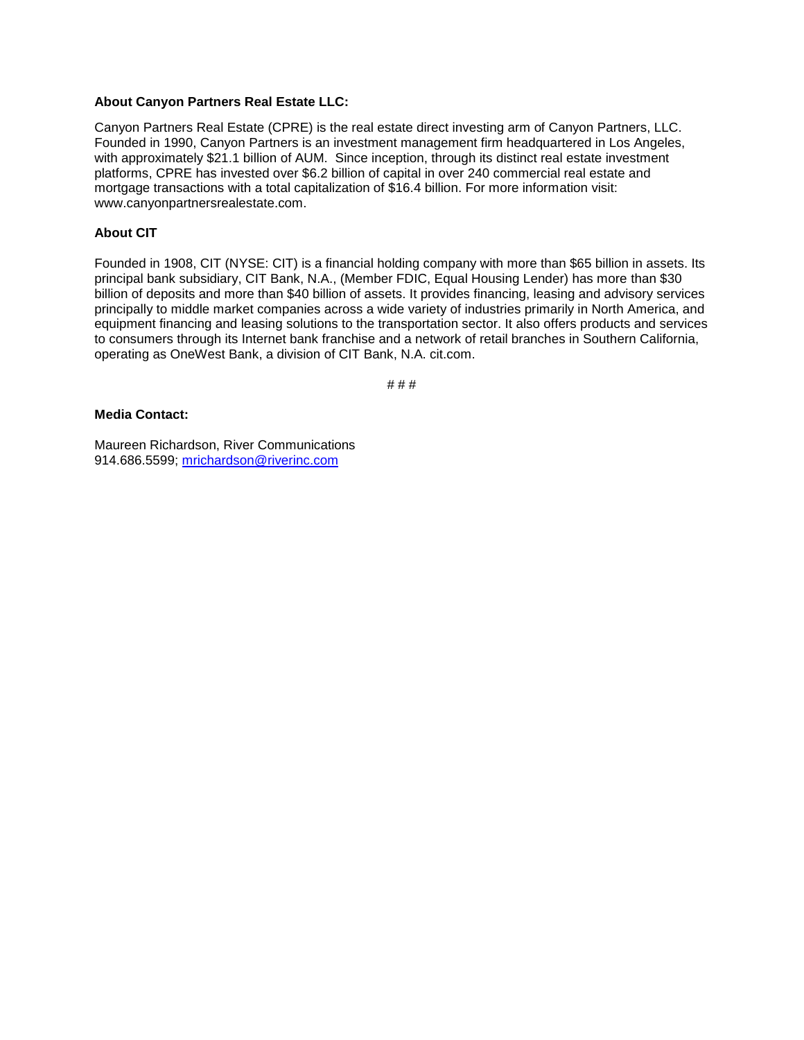**About Canyon Partners Real Estate LLC:**

Canyon Partners Real Estate (CPRE) is the real estate direct investing arm of Canyon Partners, LLC. Founded in 1990, Canyon Partners is an investment management firm headquartered in Los Angeles, with approximately $21.1 billion of AUM. Since inception, through its distinct real estate investment platforms, CPRE has invested over $6.2 billion of capital in over 240 commercial real estate and mortgage transactions with a total capitalization of $16.4 billion. For more information visit: www.canyonpartnersrealestate.com.

**About CIT**

Founded in 1908, CIT (NYSE: CIT) is a financial holding company with more than $65 billion in assets. Its principal bank subsidiary, CIT Bank, N.A., (Member FDIC, Equal Housing Lender) has more than $30 billion of deposits and more than $40 billion of assets. It provides financing, leasing and advisory services principally to middle market companies across a wide variety of industries primarily in North America, and equipment financing and leasing solutions to the transportation sector. It also offers products and services to consumers through its Internet bank franchise and a network of retail branches in Southern California, operating as OneWest Bank, a division of CIT Bank, N.A. cit.com.

# # #

**Media Contact:**

Maureen Richardson, River Communications
914.686.5599; [mrichardson@riverinc.com](mailto:mrichardson@riverinc.com)